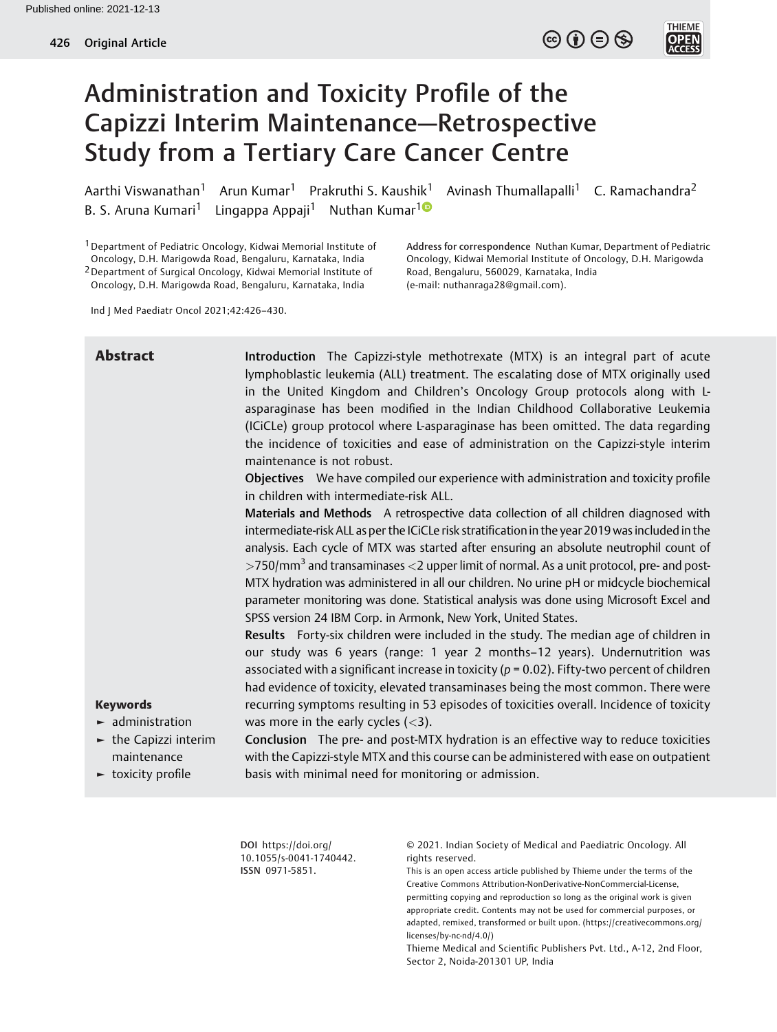# Administration and Toxicity Profile of the Capizzi Interim Maintenance—Retrospective Study from a Tertiary Care Cancer Centre

Aarthi Viswanathan[1] Arun Kumar[1] Prakruthi S. Kaushik[1] Avinash Thumallapalli[1] C. Ramachandra[2] B. S. Aruna Kumari[1] Lingappa Appaji[1] Nuthan Kumar[1]

[1] Department of Pediatric Oncology, Kidwai Memorial Institute of Oncology, D.H. Marigowda Road, Bengaluru, Karnataka, India

[2] Department of Surgical Oncology, Kidwai Memorial Institute of Oncology, D.H. Marigowda Road, Bengaluru, Karnataka, India

**Address for correspondence** Nuthan Kumar, Department of Pediatric Oncology, Kidwai Memorial Institute of Oncology, D.H. Marigowda Road, Bengaluru, 560029, Karnataka, India (e-mail: nuthanraga28@gmail.com).

Ind J Med Paediatr Oncol 2021;42:426–430.

## Abstract

**Introduction** The Capizzi-style methotrexate (MTX) is an integral part of acute lymphoblastic leukemia (ALL) treatment. The escalating dose of MTX originally used in the United Kingdom and Children's Oncology Group protocols along with L-asparaginase has been modified in the Indian Childhood Collaborative Leukemia (ICiCLe) group protocol where L-asparaginase has been omitted. The data regarding the incidence of toxicities and ease of administration on the Capizzi-style interim maintenance is not robust.

**Objectives** We have compiled our experience with administration and toxicity profile in children with intermediate-risk ALL.

**Materials and Methods** A retrospective data collection of all children diagnosed with intermediate-risk ALL as per the ICiCLe risk stratification in the year 2019 was included in the analysis. Each cycle of MTX was started after ensuring an absolute neutrophil count of $>750/mm^3$ and transaminases $<2$ upper limit of normal. As a unit protocol, pre- and post-MTX hydration was administered in all our children. No urine pH or midcycle biochemical parameter monitoring was done. Statistical analysis was done using Microsoft Excel and SPSS version 24 IBM Corp. in Armonk, New York, United States.

**Results** Forty-six children were included in the study. The median age of children in our study was 6 years (range: 1 year 2 months–12 years). Undernutrition was associated with a significant increase in toxicity ($p = 0.02$). Fifty-two percent of children had evidence of toxicity, elevated transaminases being the most common. There were recurring symptoms resulting in 53 episodes of toxicities overall. Incidence of toxicity was more in the early cycles ($<3$).

**Conclusion** The pre- and post-MTX hydration is an effective way to reduce toxicities with the Capizzi-style MTX and this course can be administered with ease on outpatient basis with minimal need for monitoring or admission.

**Keywords**

- administration
- the Capizzi interim maintenance
- toxicity profile

DOI https://doi.org/10.1055/s-0041-1740442.
ISSN 0971-5851.

© 2021. Indian Society of Medical and Paediatric Oncology. All rights reserved.

This is an open access article published by Thieme under the terms of the Creative Commons Attribution-NonDerivative-NonCommercial-License, permitting copying and reproduction so long as the original work is given appropriate credit. Contents may not be used for commercial purposes, or adapted, remixed, transformed or built upon. (https://creativecommons.org/licenses/by-nc-nd/4.0/)

Thieme Medical and Scientific Publishers Pvt. Ltd., A-12, 2nd Floor, Sector 2, Noida-201301 UP, India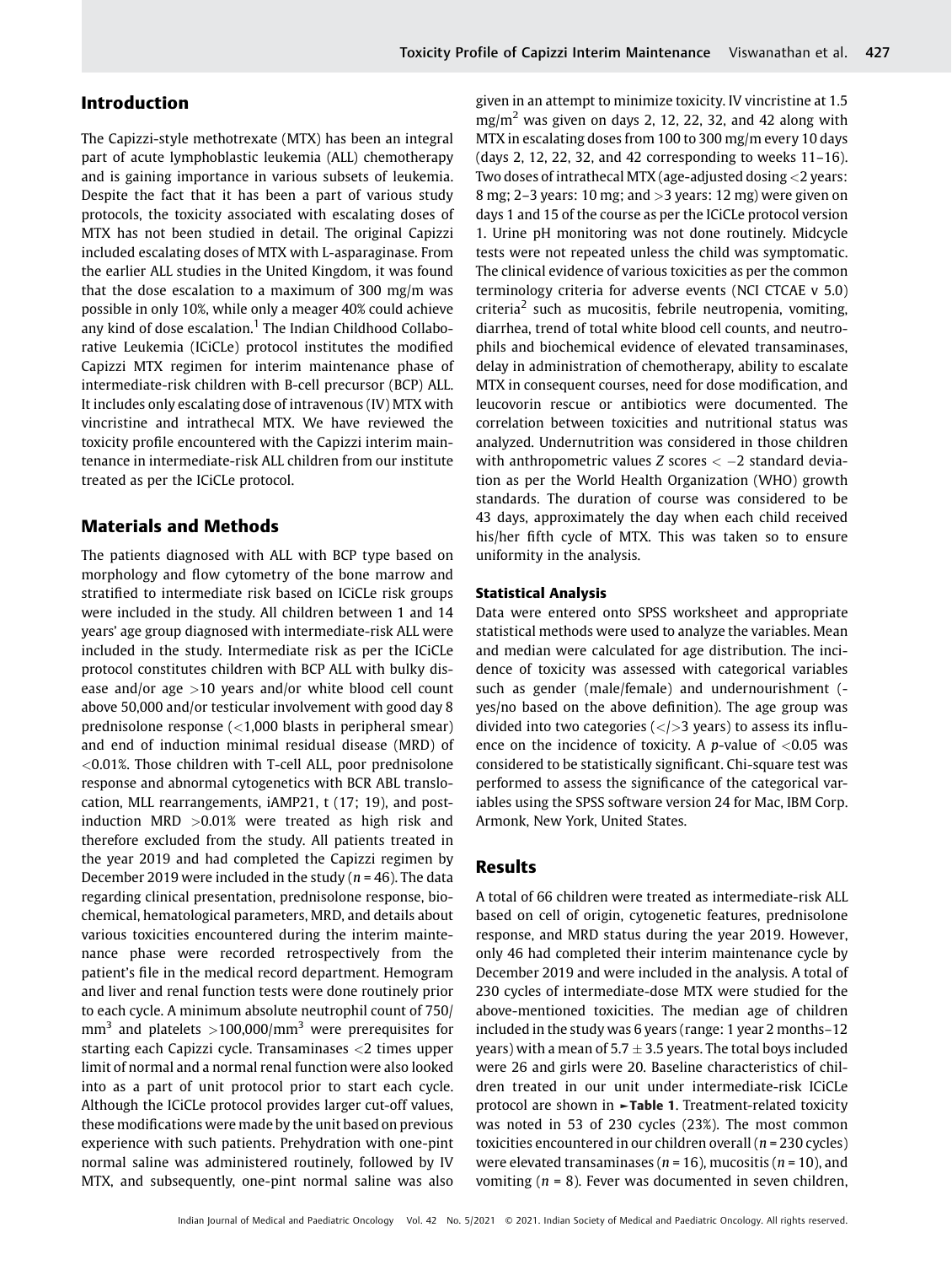## Introduction

The Capizzi-style methotrexate (MTX) has been an integral part of acute lymphoblastic leukemia (ALL) chemotherapy and is gaining importance in various subsets of leukemia. Despite the fact that it has been a part of various study protocols, the toxicity associated with escalating doses of MTX has not been studied in detail. The original Capizzi included escalating doses of MTX with L-asparaginase. From the earlier ALL studies in the United Kingdom, it was found that the dose escalation to a maximum of 300 mg/m was possible in only 10%, while only a meager 40% could achieve any kind of dose escalation.[1] The Indian Childhood Collaborative Leukemia (ICiCLe) protocol institutes the modified Capizzi MTX regimen for interim maintenance phase of intermediate-risk children with B-cell precursor (BCP) ALL. It includes only escalating dose of intravenous (IV) MTX with vincristine and intrathecal MTX. We have reviewed the toxicity profile encountered with the Capizzi interim maintenance in intermediate-risk ALL children from our institute treated as per the ICiCLe protocol.

## Materials and Methods

The patients diagnosed with ALL with BCP type based on morphology and flow cytometry of the bone marrow and stratified to intermediate risk based on ICiCLe risk groups were included in the study. All children between 1 and 14 years' age group diagnosed with intermediate-risk ALL were included in the study. Intermediate risk as per the ICiCLe protocol constitutes children with BCP ALL with bulky disease and/or age >10 years and/or white blood cell count above 50,000 and/or testicular involvement with good day 8 prednisolone response (<1,000 blasts in peripheral smear) and end of induction minimal residual disease (MRD) of <0.01%. Those children with T-cell ALL, poor prednisolone response and abnormal cytogenetics with BCR ABL translocation, MLL rearrangements, iAMP21, t (17; 19), and post-induction MRD >0.01% were treated as high risk and therefore excluded from the study. All patients treated in the year 2019 and had completed the Capizzi regimen by December 2019 were included in the study (*n* = 46). The data regarding clinical presentation, prednisolone response, biochemical, hematological parameters, MRD, and details about various toxicities encountered during the interim maintenance phase were recorded retrospectively from the patient's file in the medical record department. Hemogram and liver and renal function tests were done routinely prior to each cycle. A minimum absolute neutrophil count of 750/$mm^3$ and platelets >100,000/$mm^3$ were prerequisites for starting each Capizzi cycle. Transaminases <2 times upper limit of normal and a normal renal function were also looked into as a part of unit protocol prior to start each cycle. Although the ICiCLe protocol provides larger cut-off values, these modifications were made by the unit based on previous experience with such patients. Prehydration with one-pint normal saline was administered routinely, followed by IV MTX, and subsequently, one-pint normal saline was also given in an attempt to minimize toxicity. IV vincristine at 1.5 mg/$m^2$ was given on days 2, 12, 22, 32, and 42 along with MTX in escalating doses from 100 to 300 mg/m every 10 days (days 2, 12, 22, 32, and 42 corresponding to weeks 11–16). Two doses of intrathecal MTX (age-adjusted dosing <2 years: 8 mg; 2–3 years: 10 mg; and >3 years: 12 mg) were given on days 1 and 15 of the course as per the ICiCLe protocol version 1. Urine pH monitoring was not done routinely. Midcycle tests were not repeated unless the child was symptomatic. The clinical evidence of various toxicities as per the common terminology criteria for adverse events (NCI CTCAE v 5.0) criteria[2] such as mucositis, febrile neutropenia, vomiting, diarrhea, trend of total white blood cell counts, and neutrophils and biochemical evidence of elevated transaminases, delay in administration of chemotherapy, ability to escalate MTX in consequent courses, need for dose modification, and leucovorin rescue or antibiotics were documented. The correlation between toxicities and nutritional status was analyzed. Undernutrition was considered in those children with anthropometric values *Z* scores < −2 standard deviation as per the World Health Organization (WHO) growth standards. The duration of course was considered to be 43 days, approximately the day when each child received his/her fifth cycle of MTX. This was taken so to ensure uniformity in the analysis.

### Statistical Analysis

Data were entered onto SPSS worksheet and appropriate statistical methods were used to analyze the variables. Mean and median were calculated for age distribution. The incidence of toxicity was assessed with categorical variables such as gender (male/female) and undernourishment (yes/no based on the above definition). The age group was divided into two categories (</>3 years) to assess its influence on the incidence of toxicity. A *p*-value of <0.05 was considered to be statistically significant. Chi-square test was performed to assess the significance of the categorical variables using the SPSS software version 24 for Mac, IBM Corp. Armonk, New York, United States.

## Results

A total of 66 children were treated as intermediate-risk ALL based on cell of origin, cytogenetic features, prednisolone response, and MRD status during the year 2019. However, only 46 had completed their interim maintenance cycle by December 2019 and were included in the analysis. A total of 230 cycles of intermediate-dose MTX were studied for the above-mentioned toxicities. The median age of children included in the study was 6 years (range: 1 year 2 months–12 years) with a mean of 5.7 ± 3.5 years. The total boys included were 26 and girls were 20. Baseline characteristics of children treated in our unit under intermediate-risk ICiCLe protocol are shown in ►**Table 1**. Treatment-related toxicity was noted in 53 of 230 cycles (23%). The most common toxicities encountered in our children overall (*n* = 230 cycles) were elevated transaminases (*n* = 16), mucositis (*n* = 10), and vomiting (*n* = 8). Fever was documented in seven children,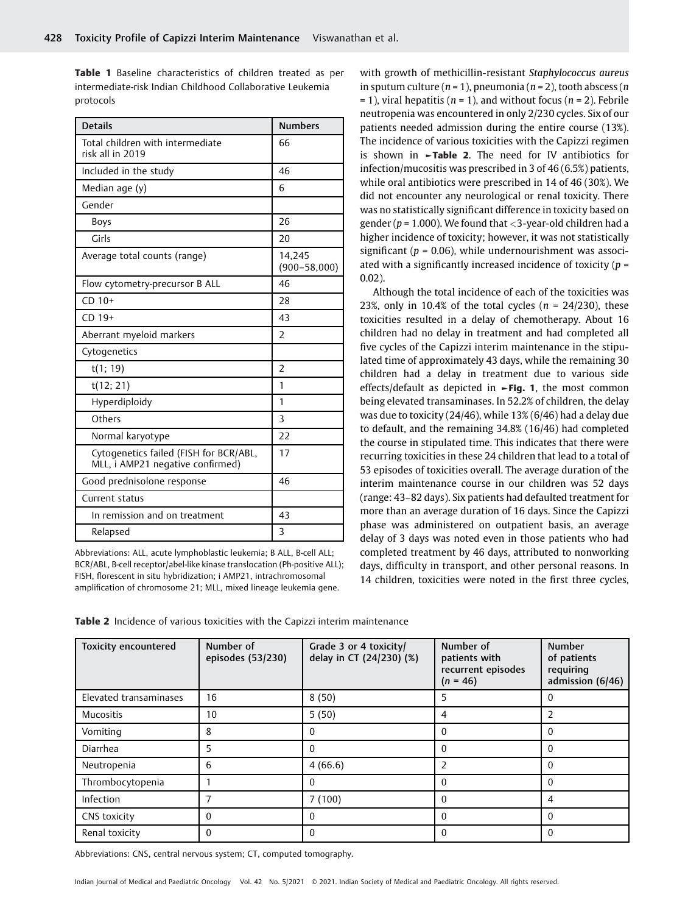**Table 1** Baseline characteristics of children treated as per intermediate-risk Indian Childhood Collaborative Leukemia protocols

| Details | Numbers |
|---|---|
| Total children with intermediate risk all in 2019 | 66 |
| Included in the study | 46 |
| Median age (y) | 6 |
| Gender | |
| Boys | 26 |
| Girls | 20 |
| Average total counts (range) | 14,245 (900–58,000) |
| Flow cytometry-precursor B ALL | 46 |
| CD 10+ | 28 |
| CD 19+ | 43 |
| Aberrant myeloid markers | 2 |
| Cytogenetics | |
| t(1; 19) | 2 |
| t(12; 21) | 1 |
| Hyperdiploidy | 1 |
| Others | 3 |
| Normal karyotype | 22 |
| Cytogenetics failed (FISH for BCR/ABL, MLL, i AMP21 negative confirmed) | 17 |
| Good prednisolone response | 46 |
| Current status | |
| In remission and on treatment | 43 |
| Relapsed | 3 |

Abbreviations: ALL, acute lymphoblastic leukemia; B ALL, B-cell ALL; BCR/ABL, B-cell receptor/abel-like kinase translocation (Ph-positive ALL); FISH, florescent in situ hybridization; i AMP21, intrachromosomal amplification of chromosome 21; MLL, mixed lineage leukemia gene.

with growth of methicillin-resistant *Staphylococcus aureus* in sputum culture ($n = 1$), pneumonia ($n = 2$), tooth abscess ($n = 1$), viral hepatitis ($n = 1$), and without focus ($n = 2$). Febrile neutropenia was encountered in only 2/230 cycles. Six of our patients needed admission during the entire course (13%). The incidence of various toxicities with the Capizzi regimen is shown in ►**Table 2**. The need for IV antibiotics for infection/mucositis was prescribed in 3 of 46 (6.5%) patients, while oral antibiotics were prescribed in 14 of 46 (30%). We did not encounter any neurological or renal toxicity. There was no statistically significant difference in toxicity based on gender ($p = 1.000$). We found that <3-year-old children had a higher incidence of toxicity; however, it was not statistically significant ($p = 0.06$), while undernourishment was associated with a significantly increased incidence of toxicity ($p = 0.02$).

Although the total incidence of each of the toxicities was 23%, only in 10.4% of the total cycles ($n = 24/230$), these toxicities resulted in a delay of chemotherapy. About 16 children had no delay in treatment and had completed all five cycles of the Capizzi interim maintenance in the stipulated time of approximately 43 days, while the remaining 30 children had a delay in treatment due to various side effects/default as depicted in ►**Fig. 1**, the most common being elevated transaminases. In 52.2% of children, the delay was due to toxicity (24/46), while 13% (6/46) had a delay due to default, and the remaining 34.8% (16/46) had completed the course in stipulated time. This indicates that there were recurring toxicities in these 24 children that lead to a total of 53 episodes of toxicities overall. The average duration of the interim maintenance course in our children was 52 days (range: 43–82 days). Six patients had defaulted treatment for more than an average duration of 16 days. Since the Capizzi phase was administered on outpatient basis, an average delay of 3 days was noted even in those patients who had completed treatment by 46 days, attributed to nonworking days, difficulty in transport, and other personal reasons. In 14 children, toxicities were noted in the first three cycles,

**Table 2** Incidence of various toxicities with the Capizzi interim maintenance

| Toxicity encountered | Number of episodes (53/230) | Grade 3 or 4 toxicity/ delay in CT (24/230) (%) | Number of patients with recurrent episodes ($n = 46$) | Number of patients requiring admission (6/46) |
|---|---|---|---|---|
| Elevated transaminases | 16 | 8 (50) | 5 | 0 |
| Mucositis | 10 | 5 (50) | 4 | 2 |
| Vomiting | 8 | 0 | 0 | 0 |
| Diarrhea | 5 | 0 | 0 | 0 |
| Neutropenia | 6 | 4 (66.6) | 2 | 0 |
| Thrombocytopenia | 1 | 0 | 0 | 0 |
| Infection | 7 | 7 (100) | 0 | 4 |
| CNS toxicity | 0 | 0 | 0 | 0 |
| Renal toxicity | 0 | 0 | 0 | 0 |

Abbreviations: CNS, central nervous system; CT, computed tomography.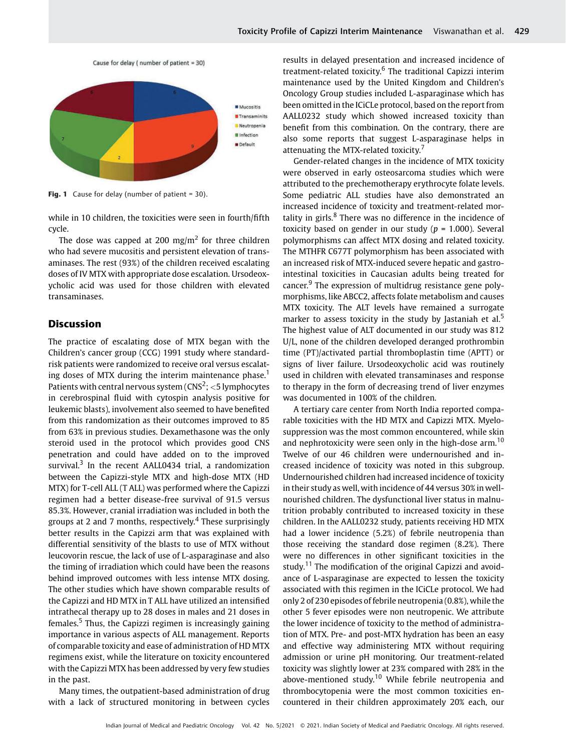Fig. 1 Cause for delay (number of patient = 30).

while in 10 children, the toxicities were seen in fourth/fifth cycle.

The dose was capped at 200 mg/m$^2$ for three children who had severe mucositis and persistent elevation of transaminases. The rest (93%) of the children received escalating doses of IV MTX with appropriate dose escalation. Ursodeoxycholic acid was used for those children with elevated transaminases.

## Discussion

The practice of escalating dose of MTX began with the Children's cancer group (CCG) 1991 study where standard-risk patients were randomized to receive oral versus escalating doses of MTX during the interim maintenance phase.[1] Patients with central nervous system (CNS$^2$; <5 lymphocytes in cerebrospinal fluid with cytospin analysis positive for leukemic blasts), involvement also seemed to have benefited from this randomization as their outcomes improved to 85 from 63% in previous studies. Dexamethasone was the only steroid used in the protocol which provides good CNS penetration and could have added on to the improved survival.[3] In the recent AALL0434 trial, a randomization between the Capizzi-style MTX and high-dose MTX (HD MTX) for T-cell ALL (T ALL) was performed where the Capizzi regimen had a better disease-free survival of 91.5 versus 85.3%. However, cranial irradiation was included in both the groups at 2 and 7 months, respectively.[4] These surprisingly better results in the Capizzi arm that was explained with differential sensitivity of the blasts to use of MTX without leucovorin rescue, the lack of use of L-asparaginase and also the timing of irradiation which could have been the reasons behind improved outcomes with less intense MTX dosing. The other studies which have shown comparable results of the Capizzi and HD MTX in T ALL have utilized an intensified intrathecal therapy up to 28 doses in males and 21 doses in females.[5] Thus, the Capizzi regimen is increasingly gaining importance in various aspects of ALL management. Reports of comparable toxicity and ease of administration of HD MTX regimens exist, while the literature on toxicity encountered with the Capizzi MTX has been addressed by very few studies in the past.

Many times, the outpatient-based administration of drug with a lack of structured monitoring in between cycles results in delayed presentation and increased incidence of treatment-related toxicity.[6] The traditional Capizzi interim maintenance used by the United Kingdom and Children's Oncology Group studies included L-asparaginase which has been omitted in the ICiCLe protocol, based on the report from AALL0232 study which showed increased toxicity than benefit from this combination. On the contrary, there are also some reports that suggest L-asparaginase helps in attenuating the MTX-related toxicity.[7]

Gender-related changes in the incidence of MTX toxicity were observed in early osteosarcoma studies which were attributed to the prechemotherapy erythrocyte folate levels. Some pediatric ALL studies have also demonstrated an increased incidence of toxicity and treatment-related mortality in girls.[8] There was no difference in the incidence of toxicity based on gender in our study ($p = 1.000$). Several polymorphisms can affect MTX dosing and related toxicity. The MTHFR C677T polymorphism has been associated with an increased risk of MTX-induced severe hepatic and gastrointestinal toxicities in Caucasian adults being treated for cancer.[9] The expression of multidrug resistance gene polymorphisms, like ABCC2, affects folate metabolism and causes MTX toxicity. The ALT levels have remained a surrogate marker to assess toxicity in the study by Jastaniah et al.[5] The highest value of ALT documented in our study was 812 U/L, none of the children developed deranged prothrombin time (PT)/activated partial thromboplastin time (APTT) or signs of liver failure. Ursodeoxycholic acid was routinely used in children with elevated transaminases and response to therapy in the form of decreasing trend of liver enzymes was documented in 100% of the children.

A tertiary care center from North India reported comparable toxicities with the HD MTX and Capizzi MTX. Myelosuppression was the most common encountered, while skin and nephrotoxicity were seen only in the high-dose arm.[10] Twelve of our 46 children were undernourished and increased incidence of toxicity was noted in this subgroup. Undernourished children had increased incidence of toxicity in their study as well, with incidence of 44 versus 30% in well-nourished children. The dysfunctional liver status in malnutrition probably contributed to increased toxicity in these children. In the AALL0232 study, patients receiving HD MTX had a lower incidence (5.2%) of febrile neutropenia than those receiving the standard dose regimen (8.2%). There were no differences in other significant toxicities in the study.[11] The modification of the original Capizzi and avoidance of L-asparaginase are expected to lessen the toxicity associated with this regimen in the ICiCLe protocol. We had only 2 of 230 episodes of febrile neutropenia (0.8%), while the other 5 fever episodes were non neutropenic. We attribute the lower incidence of toxicity to the method of administration of MTX. Pre- and post-MTX hydration has been an easy and effective way administering MTX without requiring admission or urine pH monitoring. Our treatment-related toxicity was slightly lower at 23% compared with 28% in the above-mentioned study.[10] While febrile neutropenia and thrombocytopenia were the most common toxicities encountered in their children approximately 20% each, our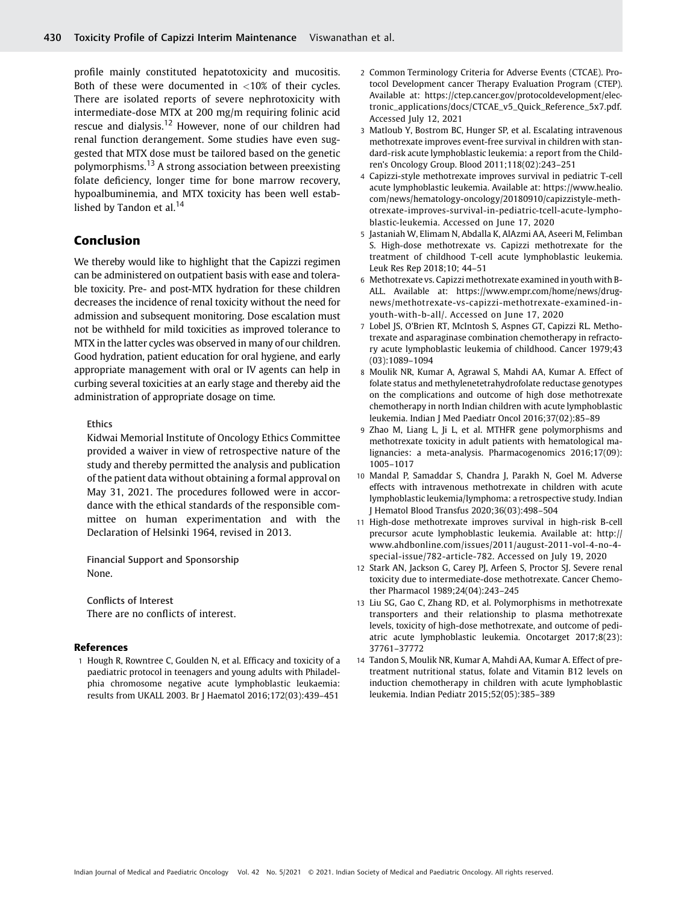profile mainly constituted hepatotoxicity and mucositis. Both of these were documented in <10% of their cycles. There are isolated reports of severe nephrotoxicity with intermediate-dose MTX at 200 mg/m requiring folinic acid rescue and dialysis.[12] However, none of our children had renal function derangement. Some studies have even suggested that MTX dose must be tailored based on the genetic polymorphisms.[13] A strong association between preexisting folate deficiency, longer time for bone marrow recovery, hypoalbuminemia, and MTX toxicity has been well established by Tandon et al.[14]

## Conclusion

We thereby would like to highlight that the Capizzi regimen can be administered on outpatient basis with ease and tolerable toxicity. Pre- and post-MTX hydration for these children decreases the incidence of renal toxicity without the need for admission and subsequent monitoring. Dose escalation must not be withheld for mild toxicities as improved tolerance to MTX in the latter cycles was observed in many of our children. Good hydration, patient education for oral hygiene, and early appropriate management with oral or IV agents can help in curbing several toxicities at an early stage and thereby aid the administration of appropriate dosage on time.

**Ethics**

Kidwai Memorial Institute of Oncology Ethics Committee provided a waiver in view of retrospective nature of the study and thereby permitted the analysis and publication of the patient data without obtaining a formal approval on May 31, 2021. The procedures followed were in accordance with the ethical standards of the responsible committee on human experimentation and with the Declaration of Helsinki 1964, revised in 2013.

**Financial Support and Sponsorship**

None.

**Conflicts of Interest**

There are no conflicts of interest.

## References

1. Hough R, Rowntree C, Goulden N, et al. Efficacy and toxicity of a paediatric protocol in teenagers and young adults with Philadelphia chromosome negative acute lymphoblastic leukaemia: results from UKALL 2003. Br J Haematol 2016;172(03):439–451
2. Common Terminology Criteria for Adverse Events (CTCAE). Protocol Development cancer Therapy Evaluation Program (CTEP). Available at: https://ctep.cancer.gov/protocoldevelopment/electronic_applications/docs/CTCAE_v5_Quick_Reference_5x7.pdf. Accessed July 12, 2021
3. Matloub Y, Bostrom BC, Hunger SP, et al. Escalating intravenous methotrexate improves event-free survival in children with standard-risk acute lymphoblastic leukemia: a report from the Children's Oncology Group. Blood 2011;118(02):243–251
4. Capizzi-style methotrexate improves survival in pediatric T-cell acute lymphoblastic leukemia. Available at: https://www.healio.com/news/hematology-oncology/20180910/capizzistyle-methotrexate-improves-survival-in-pediatric-tcell-acute-lymphoblastic-leukemia. Accessed on June 17, 2020
5. Jastaniah W, Elimam N, Abdalla K, AlAzmi AA, Aseeri M, Felimban S. High-dose methotrexate vs. Capizzi methotrexate for the treatment of childhood T-cell acute lymphoblastic leukemia. Leuk Res Rep 2018;10; 44–51
6. Methotrexate vs. Capizzi methotrexate examined in youth with B-ALL. Available at: https://www.empr.com/home/news/drug-news/methotrexate-vs-capizzi-methotrexate-examined-in-youth-with-b-all/. Accessed on June 17, 2020
7. Lobel JS, O'Brien RT, McIntosh S, Aspnes GT, Capizzi RL. Methotrexate and asparaginase combination chemotherapy in refractory acute lymphoblastic leukemia of childhood. Cancer 1979;43 (03):1089–1094
8. Moulik NR, Kumar A, Agrawal S, Mahdi AA, Kumar A. Effect of folate status and methylenetetrahydrofolate reductase genotypes on the complications and outcome of high dose methotrexate chemotherapy in north Indian children with acute lymphoblastic leukemia. Indian J Med Paediatr Oncol 2016;37(02):85–89
9. Zhao M, Liang L, Ji L, et al. MTHFR gene polymorphisms and methotrexate toxicity in adult patients with hematological malignancies: a meta-analysis. Pharmacogenomics 2016;17(09): 1005–1017
10. Mandal P, Samaddar S, Chandra J, Parakh N, Goel M. Adverse effects with intravenous methotrexate in children with acute lymphoblastic leukemia/lymphoma: a retrospective study. Indian J Hematol Blood Transfus 2020;36(03):498–504
11. High-dose methotrexate improves survival in high-risk B-cell precursor acute lymphoblastic leukemia. Available at: http://www.ahdbonline.com/issues/2011/august-2011-vol-4-no-4-special-issue/782-article-782. Accessed on July 19, 2020
12. Stark AN, Jackson G, Carey PJ, Arfeen S, Proctor SJ. Severe renal toxicity due to intermediate-dose methotrexate. Cancer Chemother Pharmacol 1989;24(04):243–245
13. Liu SG, Gao C, Zhang RD, et al. Polymorphisms in methotrexate transporters and their relationship to plasma methotrexate levels, toxicity of high-dose methotrexate, and outcome of pediatric acute lymphoblastic leukemia. Oncotarget 2017;8(23): 37761–37772
14. Tandon S, Moulik NR, Kumar A, Mahdi AA, Kumar A. Effect of pretreatment nutritional status, folate and Vitamin B12 levels on induction chemotherapy in children with acute lymphoblastic leukemia. Indian Pediatr 2015;52(05):385–389